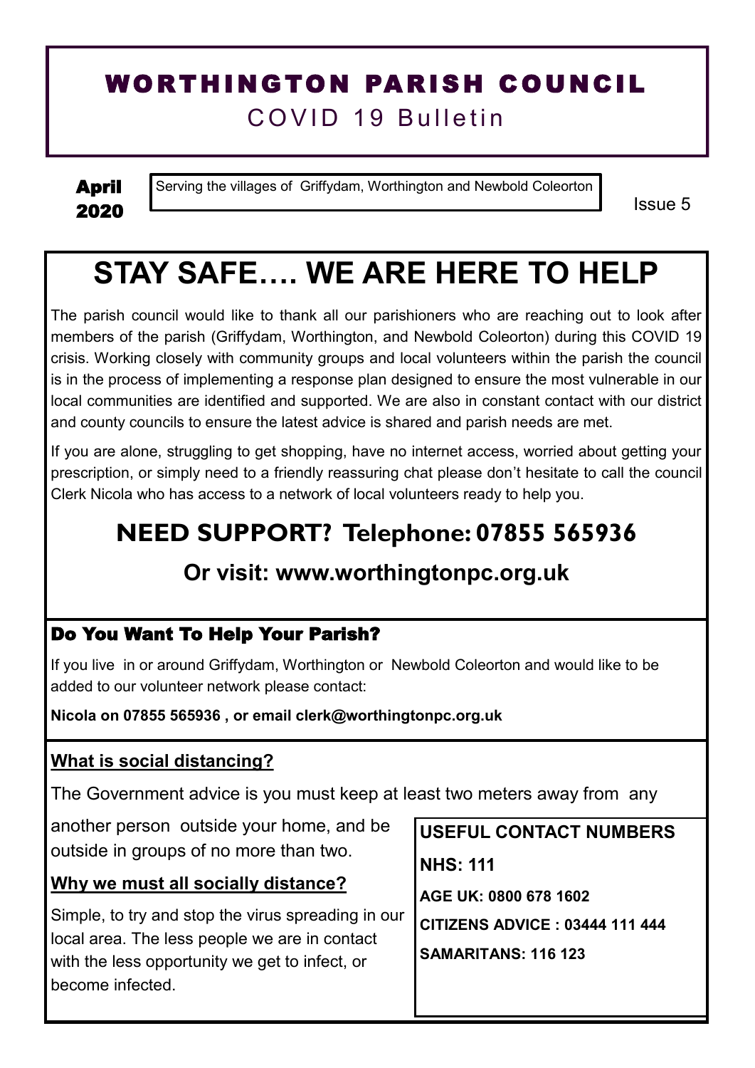# WORTHINGTON PARISH COUNCIL

## COVID 19 Bulletin

**April 2020**

Serving the villages of Griffydam, Worthington and Newbold Coleorton

Issue 5

# STAY SAFE…. WE ARE HERE TO HELP

The parish council would like to thank all our parishioners who are reaching out to look after members of the parish (Griffydam, Worthington, and Newbold Coleorton) during this COVID 19 crisis. Working closely with community groups and local volunteers within the parish the council is in the process of implementing a response plan designed to ensure the most vulnerable in our local communities are identified and supported. We are also in constant contact with our district and county councils to ensure the latest advice is shared and parish needs are met.

If you are alone, struggling to get shopping, have no internet access, worried about getting your prescription, or simply need to a friendly reassuring chat please don't hesitate to call the council Clerk Nicola who has access to a network of local volunteers ready to help you.

## NEED SUPPORT? Telephone: 07855 565936

### Or visit: www.worthingtonpc.org.uk

## Do You Want To Help Your Parish?

If you live in or around Griffydam, Worthington or Newbold Coleorton and would like to be added to our volunteer network please contact:

**Nicola on 07855 565936 , or email clerk@worthingtonpc.org.uk**

## What is social distancing?

The Government advice is you must keep at least two meters away from any another person outside your home, and be outside in groups of no more than two.

## Why we must all socially distance?

Simple, to try and stop the virus spreading in our local area. The less people we are in contact with the less opportunity we get to infect, or become infected.

**USEFUL CONTACT NUMBERS**

**NHS: 111**

**AGE UK: 0800 678 1602**

**CITIZENS ADVICE : 03444 111 444**

**SAMARITANS: 116 123**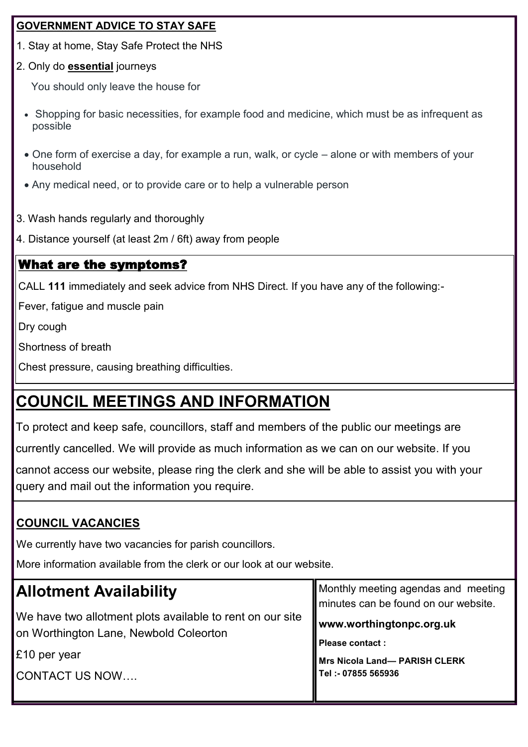**GOVERNMENT ADVICE TO STAY SAFE**

1. Stay at home, Stay Safe Protect the NHS
2. Only do **essential** journeys

   You should only leave the house for

   - Shopping for basic necessities, for example food and medicine, which must be as infrequent as possible
   - One form of exercise a day, for example a run, walk, or cycle – alone or with members of your household
   - Any medical need, or to provide care or to help a vulnerable person

3. Wash hands regularly and thoroughly
4. Distance yourself (at least 2m / 6ft) away from people

## What are the symptoms?

CALL **111** immediately and seek advice from NHS Direct. If you have any of the following:-

Fever, fatigue and muscle pain

Dry cough

Shortness of breath

Chest pressure, causing breathing difficulties.

# COUNCIL MEETINGS AND INFORMATION

To protect and keep safe, councillors, staff and members of the public our meetings are currently cancelled. We will provide as much information as we can on our website. If you cannot access our website, please ring the clerk and she will be able to assist you with your query and mail out the information you require.

**COUNCIL VACANCIES**

We currently have two vacancies for parish councillors.

More information available from the clerk or our look at our website.

## Allotment Availability

We have two allotment plots available to rent on our site on Worthington Lane, Newbold Coleorton

£10 per year

CONTACT US NOW….

Monthly meeting agendas and meeting minutes can be found on our website.

**www.worthingtonpc.org.uk**

**Please contact :**

**Mrs Nicola Land— PARISH CLERK**
**Tel :- 07855 565936**